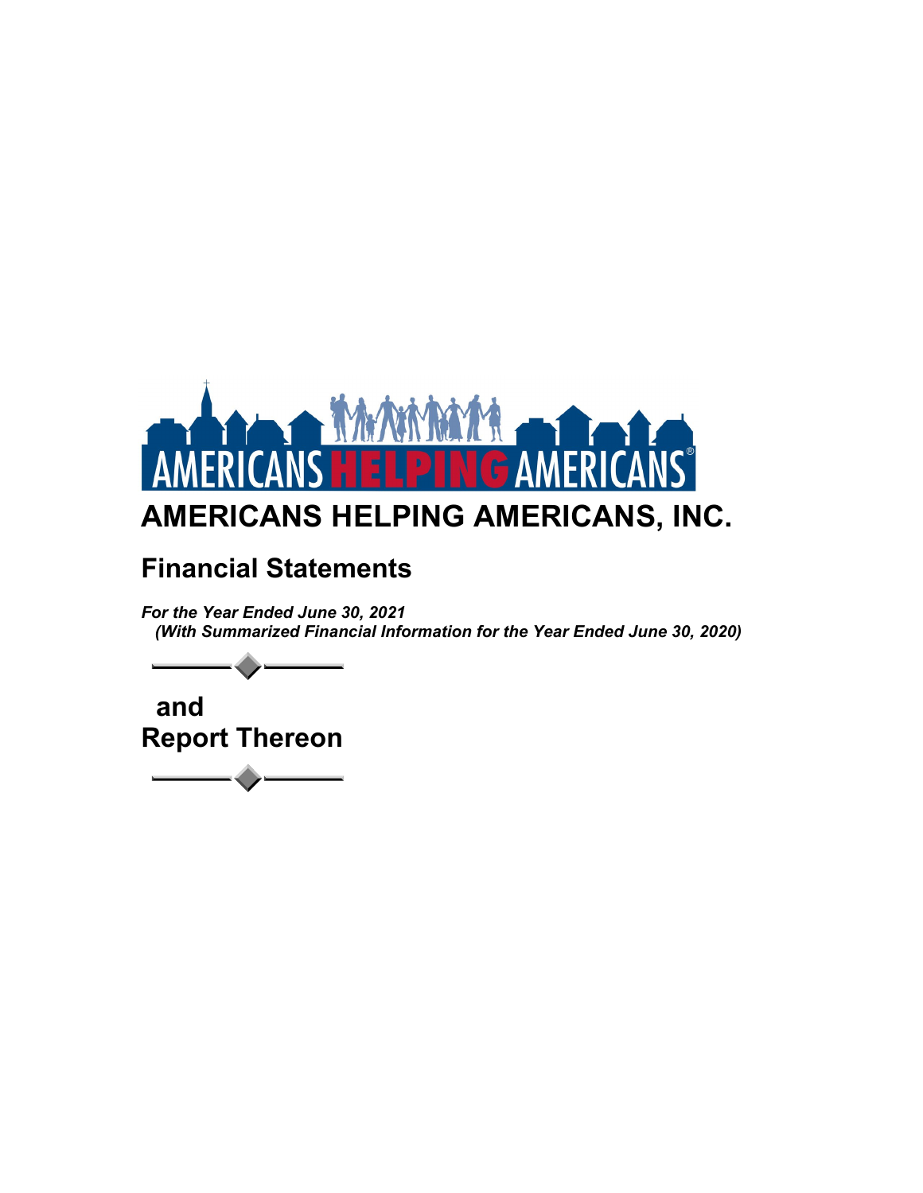# AMERICANS HELPING AMERICANS, INC.

## Financial Statements

***For the Year Ended June 30, 2021***
***(With Summarized Financial Information for the Year Ended June 30, 2020)***

## and
## Report Thereon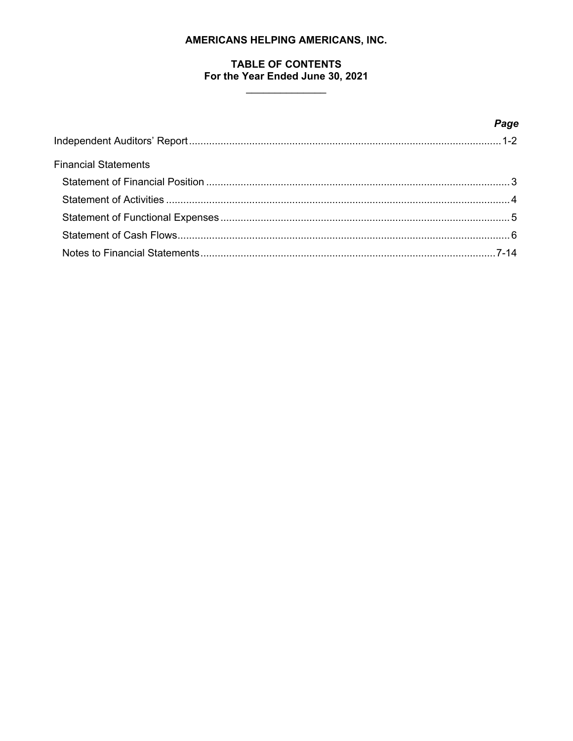# AMERICANS HELPING AMERICANS, INC.

## TABLE OF CONTENTS
### For the Year Ended June 30, 2021

| | *Page* |
|---|---|
| Independent Auditors' Report | 1-2 |
| Financial Statements | |
| Statement of Financial Position | 3 |
| Statement of Activities | 4 |
| Statement of Functional Expenses | 5 |
| Statement of Cash Flows | 6 |
| Notes to Financial Statements | 7-14 |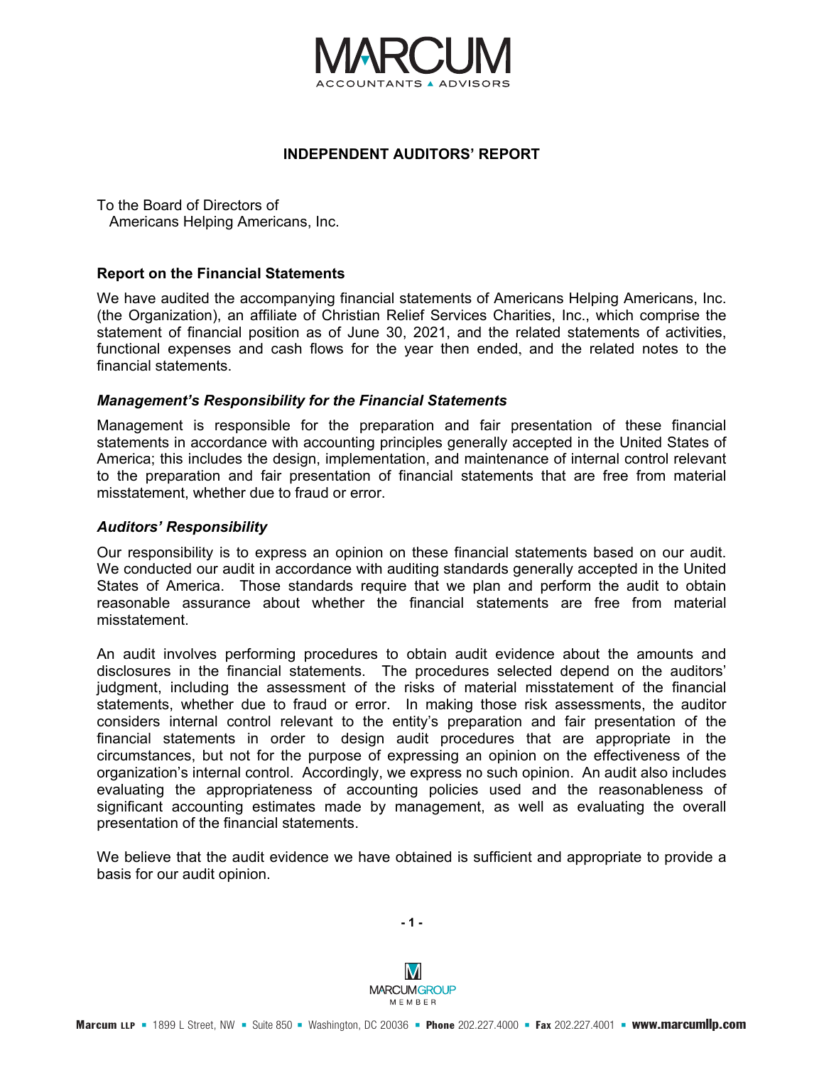# INDEPENDENT AUDITORS' REPORT

To the Board of Directors of
Americans Helping Americans, Inc.

## Report on the Financial Statements

We have audited the accompanying financial statements of Americans Helping Americans, Inc. (the Organization), an affiliate of Christian Relief Services Charities, Inc., which comprise the statement of financial position as of June 30, 2021, and the related statements of activities, functional expenses and cash flows for the year then ended, and the related notes to the financial statements.

### *Management's Responsibility for the Financial Statements*

Management is responsible for the preparation and fair presentation of these financial statements in accordance with accounting principles generally accepted in the United States of America; this includes the design, implementation, and maintenance of internal control relevant to the preparation and fair presentation of financial statements that are free from material misstatement, whether due to fraud or error.

### *Auditors' Responsibility*

Our responsibility is to express an opinion on these financial statements based on our audit. We conducted our audit in accordance with auditing standards generally accepted in the United States of America. Those standards require that we plan and perform the audit to obtain reasonable assurance about whether the financial statements are free from material misstatement.

An audit involves performing procedures to obtain audit evidence about the amounts and disclosures in the financial statements. The procedures selected depend on the auditors' judgment, including the assessment of the risks of material misstatement of the financial statements, whether due to fraud or error. In making those risk assessments, the auditor considers internal control relevant to the entity's preparation and fair presentation of the financial statements in order to design audit procedures that are appropriate in the circumstances, but not for the purpose of expressing an opinion on the effectiveness of the organization's internal control. Accordingly, we express no such opinion. An audit also includes evaluating the appropriateness of accounting policies used and the reasonableness of significant accounting estimates made by management, as well as evaluating the overall presentation of the financial statements.

We believe that the audit evidence we have obtained is sufficient and appropriate to provide a basis for our audit opinion.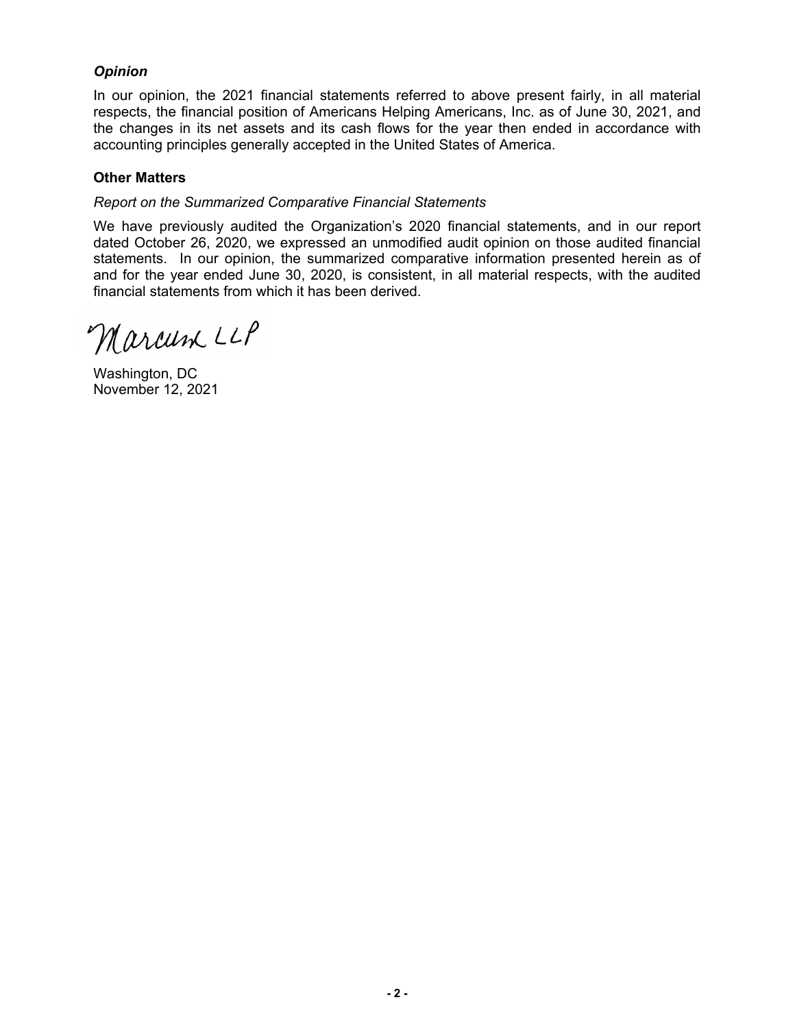### *Opinion*

In our opinion, the 2021 financial statements referred to above present fairly, in all material respects, the financial position of Americans Helping Americans, Inc. as of June 30, 2021, and the changes in its net assets and its cash flows for the year then ended in accordance with accounting principles generally accepted in the United States of America.

### Other Matters

*Report on the Summarized Comparative Financial Statements*

We have previously audited the Organization's 2020 financial statements, and in our report dated October 26, 2020, we expressed an unmodified audit opinion on those audited financial statements. In our opinion, the summarized comparative information presented herein as of and for the year ended June 30, 2020, is consistent, in all material respects, with the audited financial statements from which it has been derived.

Marcum LLP

Washington, DC
November 12, 2021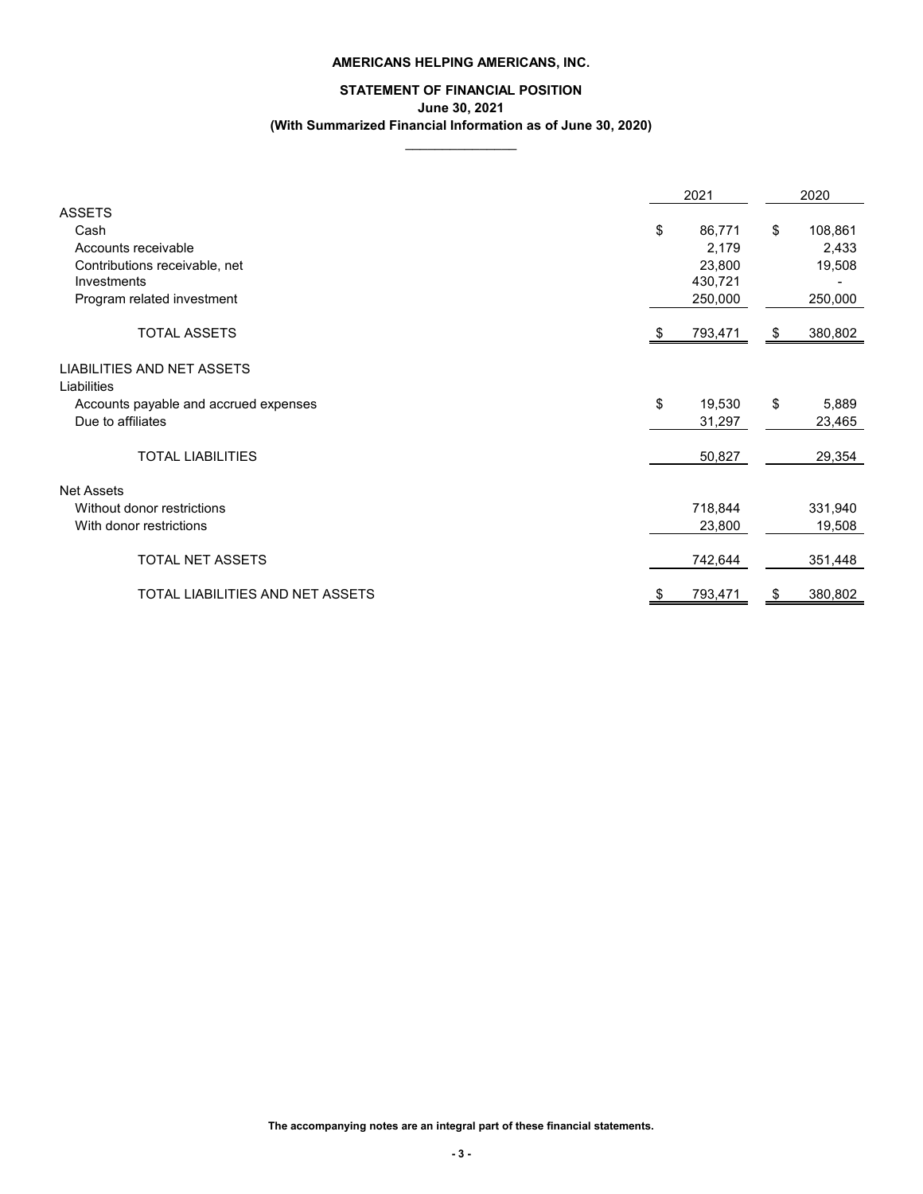# AMERICANS HELPING AMERICANS, INC.

## STATEMENT OF FINANCIAL POSITION

**June 30, 2021**

**(With Summarized Financial Information as of June 30, 2020)**

| | 2021 | 2020 |
|---|---|---|
| **ASSETS** | | |
| Cash | $ 86,771 | $ 108,861 |
| Accounts receivable | 2,179 | 2,433 |
| Contributions receivable, net | 23,800 | 19,508 |
| Investments | 430,721 | - |
| Program related investment | 250,000 | 250,000 |
| TOTAL ASSETS | $ 793,471 | $ 380,802 |
| **LIABILITIES AND NET ASSETS** | | |
| Liabilities | | |
| Accounts payable and accrued expenses | $ 19,530 | $ 5,889 |
| Due to affiliates | 31,297 | 23,465 |
| TOTAL LIABILITIES | 50,827 | 29,354 |
| Net Assets | | |
| Without donor restrictions | 718,844 | 331,940 |
| With donor restrictions | 23,800 | 19,508 |
| TOTAL NET ASSETS | 742,644 | 351,448 |
| TOTAL LIABILITIES AND NET ASSETS | $ 793,471 | $ 380,802 |

**The accompanying notes are an integral part of these financial statements.**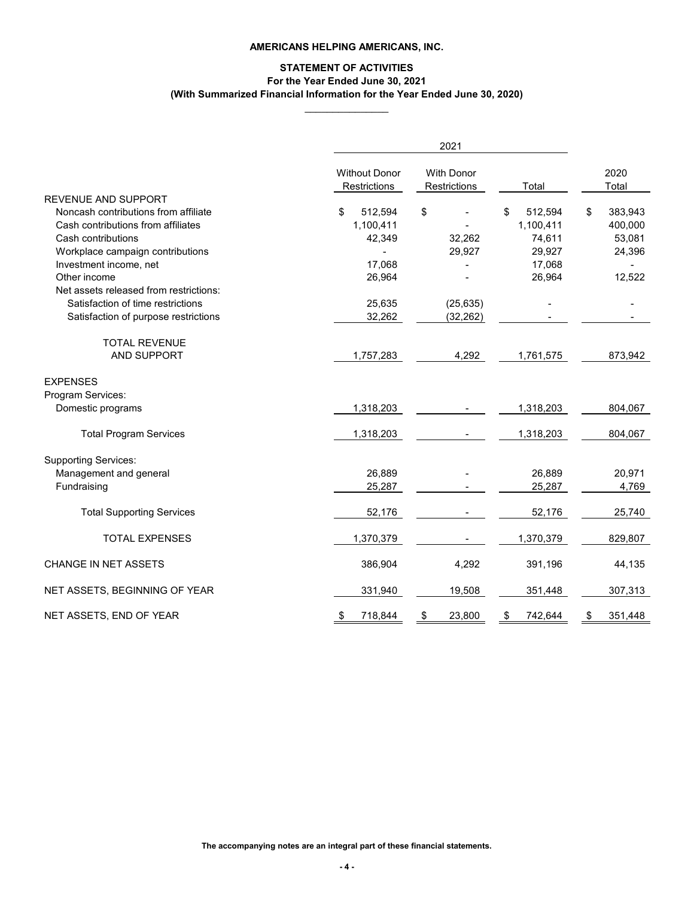**AMERICANS HELPING AMERICANS, INC.**

**STATEMENT OF ACTIVITIES**
**For the Year Ended June 30, 2021**
**(With Summarized Financial Information for the Year Ended June 30, 2020)**

| | 2021 | | | |
|---|---|---|---|---|
| | Without Donor Restrictions | With Donor Restrictions | Total | 2020 Total |
| REVENUE AND SUPPORT | | | | |
| Noncash contributions from affiliate | $ 512,594 | $ - | $ 512,594 | $ 383,943 |
| Cash contributions from affiliates | 1,100,411 | - | 1,100,411 | 400,000 |
| Cash contributions | 42,349 | 32,262 | 74,611 | 53,081 |
| Workplace campaign contributions | - | 29,927 | 29,927 | 24,396 |
| Investment income, net | 17,068 | - | 17,068 | - |
| Other income | 26,964 | - | 26,964 | 12,522 |
| Net assets released from restrictions: | | | | |
| Satisfaction of time restrictions | 25,635 | (25,635) | - | - |
| Satisfaction of purpose restrictions | 32,262 | (32,262) | - | - |
| TOTAL REVENUE AND SUPPORT | 1,757,283 | 4,292 | 1,761,575 | 873,942 |
| EXPENSES | | | | |
| Program Services: | | | | |
| Domestic programs | 1,318,203 | - | 1,318,203 | 804,067 |
| Total Program Services | 1,318,203 | - | 1,318,203 | 804,067 |
| Supporting Services: | | | | |
| Management and general | 26,889 | - | 26,889 | 20,971 |
| Fundraising | 25,287 | - | 25,287 | 4,769 |
| Total Supporting Services | 52,176 | - | 52,176 | 25,740 |
| TOTAL EXPENSES | 1,370,379 | - | 1,370,379 | 829,807 |
| CHANGE IN NET ASSETS | 386,904 | 4,292 | 391,196 | 44,135 |
| NET ASSETS, BEGINNING OF YEAR | 331,940 | 19,508 | 351,448 | 307,313 |
| NET ASSETS, END OF YEAR | $ 718,844 | $ 23,800 | $ 742,644 | $ 351,448 |

**The accompanying notes are an integral part of these financial statements.**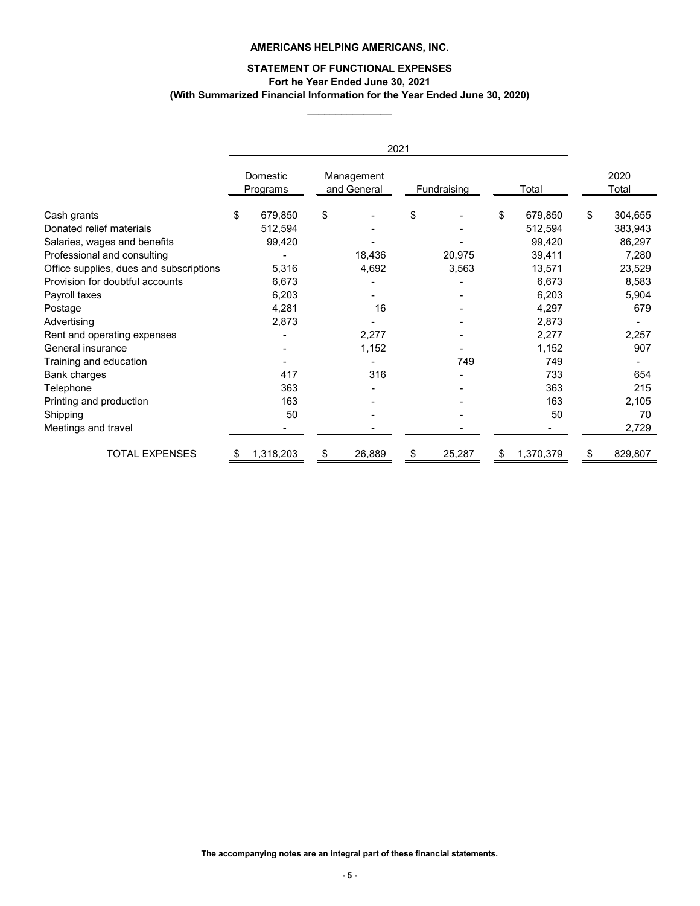**AMERICANS HELPING AMERICANS, INC.**

**STATEMENT OF FUNCTIONAL EXPENSES**
**Fort he Year Ended June 30, 2021**
**(With Summarized Financial Information for the Year Ended June 30, 2020)**

| | 2021 | | | | |
|---|---|---|---|---|---|
| | Domestic Programs | Management and General | Fundraising | Total | 2020 Total |
| Cash grants | $ 679,850 | $ - | $ - | $ 679,850 | $ 304,655 |
| Donated relief materials | 512,594 | - | - | 512,594 | 383,943 |
| Salaries, wages and benefits | 99,420 | - | - | 99,420 | 86,297 |
| Professional and consulting | - | 18,436 | 20,975 | 39,411 | 7,280 |
| Office supplies, dues and subscriptions | 5,316 | 4,692 | 3,563 | 13,571 | 23,529 |
| Provision for doubtful accounts | 6,673 | - | - | 6,673 | 8,583 |
| Payroll taxes | 6,203 | - | - | 6,203 | 5,904 |
| Postage | 4,281 | 16 | - | 4,297 | 679 |
| Advertising | 2,873 | - | - | 2,873 | - |
| Rent and operating expenses | - | 2,277 | - | 2,277 | 2,257 |
| General insurance | - | 1,152 | - | 1,152 | 907 |
| Training and education | - | - | 749 | 749 | - |
| Bank charges | 417 | 316 | - | 733 | 654 |
| Telephone | 363 | - | - | 363 | 215 |
| Printing and production | 163 | - | - | 163 | 2,105 |
| Shipping | 50 | - | - | 50 | 70 |
| Meetings and travel | - | - | - | - | 2,729 |
| TOTAL EXPENSES | $ 1,318,203 | $ 26,889 | $ 25,287 | $ 1,370,379 | $ 829,807 |

**The accompanying notes are an integral part of these financial statements.**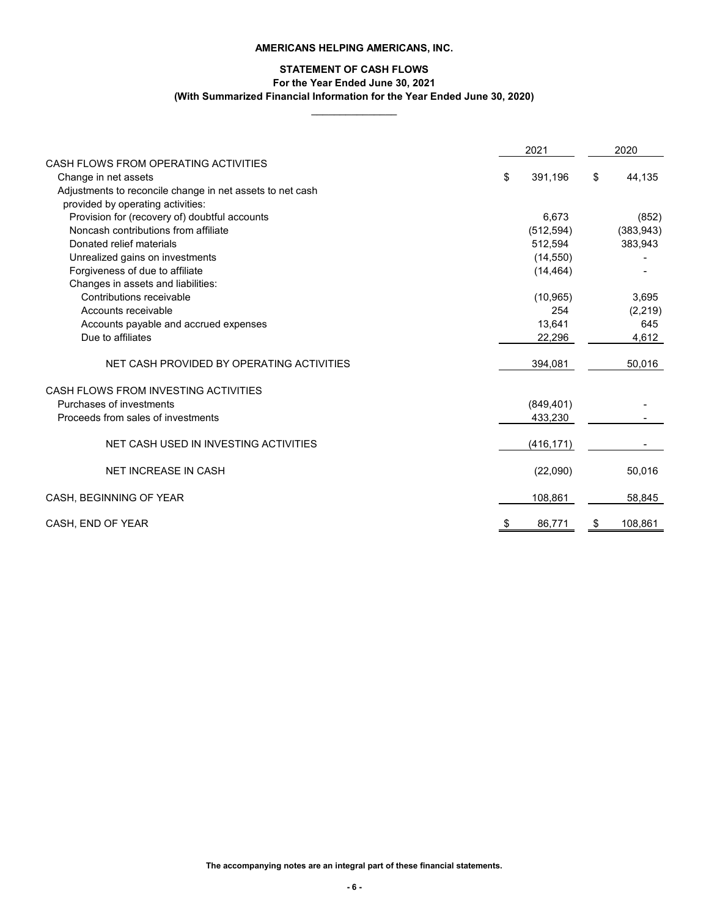# AMERICANS HELPING AMERICANS, INC.

## STATEMENT OF CASH FLOWS

**For the Year Ended June 30, 2021**

**(With Summarized Financial Information for the Year Ended June 30, 2020)**

| | 2021 | 2020 |
|---|---|---|
| CASH FLOWS FROM OPERATING ACTIVITIES | | |
| Change in net assets | $ 391,196 | $ 44,135 |
| Adjustments to reconcile change in net assets to net cash provided by operating activities: | | |
| Provision for (recovery of) doubtful accounts | 6,673 | (852) |
| Noncash contributions from affiliate | (512,594) | (383,943) |
| Donated relief materials | 512,594 | 383,943 |
| Unrealized gains on investments | (14,550) | - |
| Forgiveness of due to affiliate | (14,464) | - |
| Changes in assets and liabilities: | | |
| Contributions receivable | (10,965) | 3,695 |
| Accounts receivable | 254 | (2,219) |
| Accounts payable and accrued expenses | 13,641 | 645 |
| Due to affiliates | 22,296 | 4,612 |
| NET CASH PROVIDED BY OPERATING ACTIVITIES | 394,081 | 50,016 |
| CASH FLOWS FROM INVESTING ACTIVITIES | | |
| Purchases of investments | (849,401) | - |
| Proceeds from sales of investments | 433,230 | - |
| NET CASH USED IN INVESTING ACTIVITIES | (416,171) | - |
| NET INCREASE IN CASH | (22,090) | 50,016 |
| CASH, BEGINNING OF YEAR | 108,861 | 58,845 |
| CASH, END OF YEAR | $ 86,771 | $ 108,861 |

**The accompanying notes are an integral part of these financial statements.**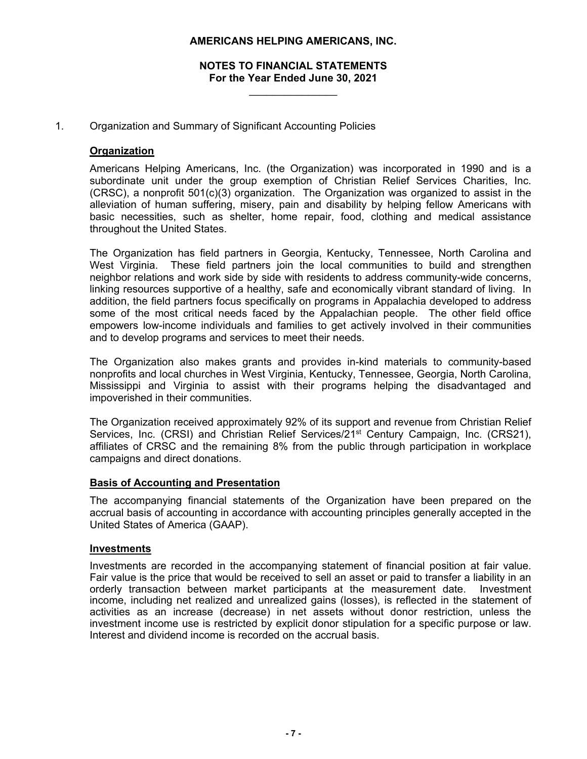**AMERICANS HELPING AMERICANS, INC.**

**NOTES TO FINANCIAL STATEMENTS**
**For the Year Ended June 30, 2021**

1. Organization and Summary of Significant Accounting Policies

**Organization**

Americans Helping Americans, Inc. (the Organization) was incorporated in 1990 and is a subordinate unit under the group exemption of Christian Relief Services Charities, Inc. (CRSC), a nonprofit 501(c)(3) organization. The Organization was organized to assist in the alleviation of human suffering, misery, pain and disability by helping fellow Americans with basic necessities, such as shelter, home repair, food, clothing and medical assistance throughout the United States.

The Organization has field partners in Georgia, Kentucky, Tennessee, North Carolina and West Virginia. These field partners join the local communities to build and strengthen neighbor relations and work side by side with residents to address community-wide concerns, linking resources supportive of a healthy, safe and economically vibrant standard of living. In addition, the field partners focus specifically on programs in Appalachia developed to address some of the most critical needs faced by the Appalachian people. The other field office empowers low-income individuals and families to get actively involved in their communities and to develop programs and services to meet their needs.

The Organization also makes grants and provides in-kind materials to community-based nonprofits and local churches in West Virginia, Kentucky, Tennessee, Georgia, North Carolina, Mississippi and Virginia to assist with their programs helping the disadvantaged and impoverished in their communities.

The Organization received approximately 92% of its support and revenue from Christian Relief Services, Inc. (CRSI) and Christian Relief Services/21st Century Campaign, Inc. (CRS21), affiliates of CRSC and the remaining 8% from the public through participation in workplace campaigns and direct donations.

**Basis of Accounting and Presentation**

The accompanying financial statements of the Organization have been prepared on the accrual basis of accounting in accordance with accounting principles generally accepted in the United States of America (GAAP).

**Investments**

Investments are recorded in the accompanying statement of financial position at fair value. Fair value is the price that would be received to sell an asset or paid to transfer a liability in an orderly transaction between market participants at the measurement date. Investment income, including net realized and unrealized gains (losses), is reflected in the statement of activities as an increase (decrease) in net assets without donor restriction, unless the investment income use is restricted by explicit donor stipulation for a specific purpose or law. Interest and dividend income is recorded on the accrual basis.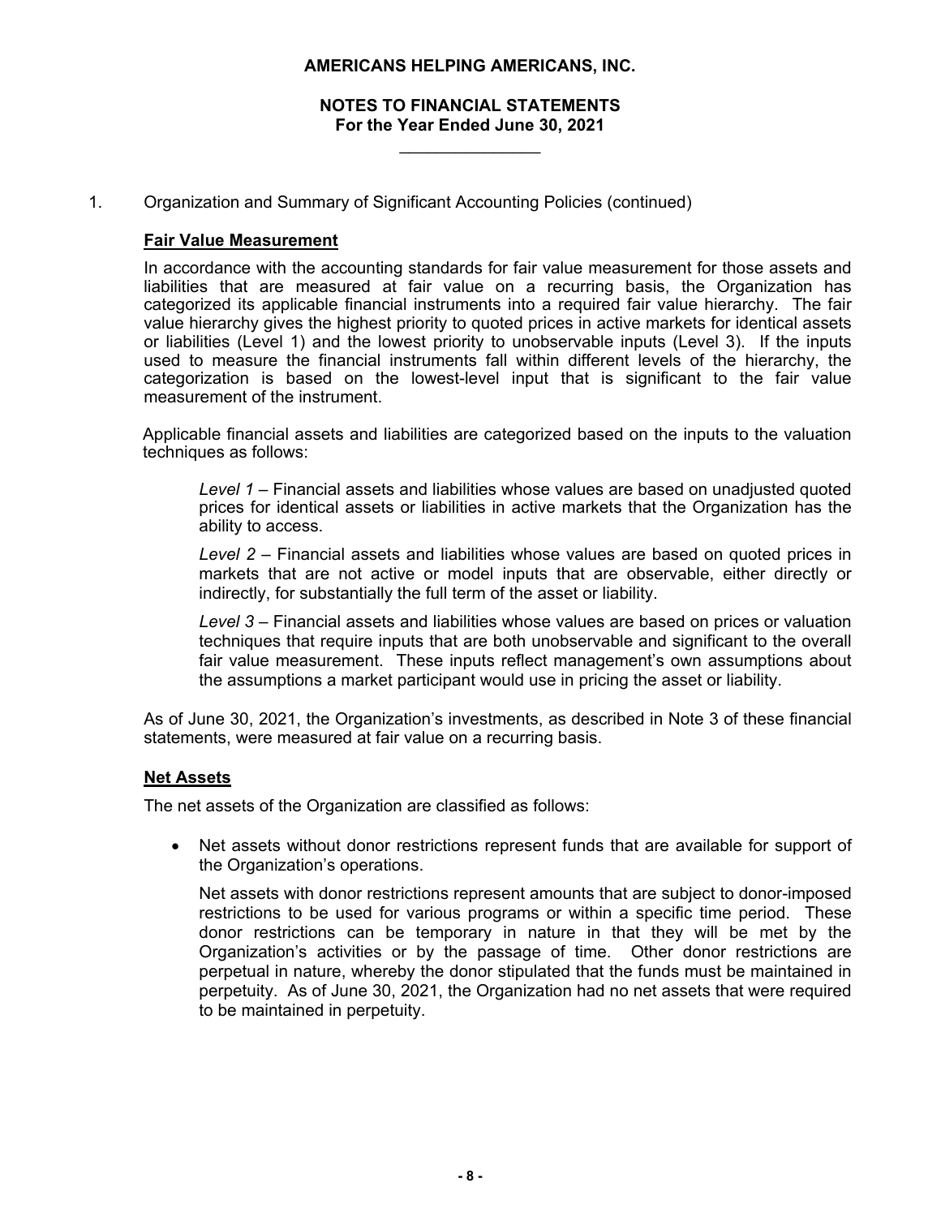1. Organization and Summary of Significant Accounting Policies (continued)

**Fair Value Measurement**

In accordance with the accounting standards for fair value measurement for those assets and liabilities that are measured at fair value on a recurring basis, the Organization has categorized its applicable financial instruments into a required fair value hierarchy. The fair value hierarchy gives the highest priority to quoted prices in active markets for identical assets or liabilities (Level 1) and the lowest priority to unobservable inputs (Level 3). If the inputs used to measure the financial instruments fall within different levels of the hierarchy, the categorization is based on the lowest-level input that is significant to the fair value measurement of the instrument.

Applicable financial assets and liabilities are categorized based on the inputs to the valuation techniques as follows:

*Level 1* – Financial assets and liabilities whose values are based on unadjusted quoted prices for identical assets or liabilities in active markets that the Organization has the ability to access.

*Level 2* – Financial assets and liabilities whose values are based on quoted prices in markets that are not active or model inputs that are observable, either directly or indirectly, for substantially the full term of the asset or liability.

*Level 3* – Financial assets and liabilities whose values are based on prices or valuation techniques that require inputs that are both unobservable and significant to the overall fair value measurement. These inputs reflect management's own assumptions about the assumptions a market participant would use in pricing the asset or liability.

As of June 30, 2021, the Organization's investments, as described in Note 3 of these financial statements, were measured at fair value on a recurring basis.

**Net Assets**

The net assets of the Organization are classified as follows:

- Net assets without donor restrictions represent funds that are available for support of the Organization's operations.

  Net assets with donor restrictions represent amounts that are subject to donor-imposed restrictions to be used for various programs or within a specific time period. These donor restrictions can be temporary in nature in that they will be met by the Organization's activities or by the passage of time. Other donor restrictions are perpetual in nature, whereby the donor stipulated that the funds must be maintained in perpetuity. As of June 30, 2021, the Organization had no net assets that were required to be maintained in perpetuity.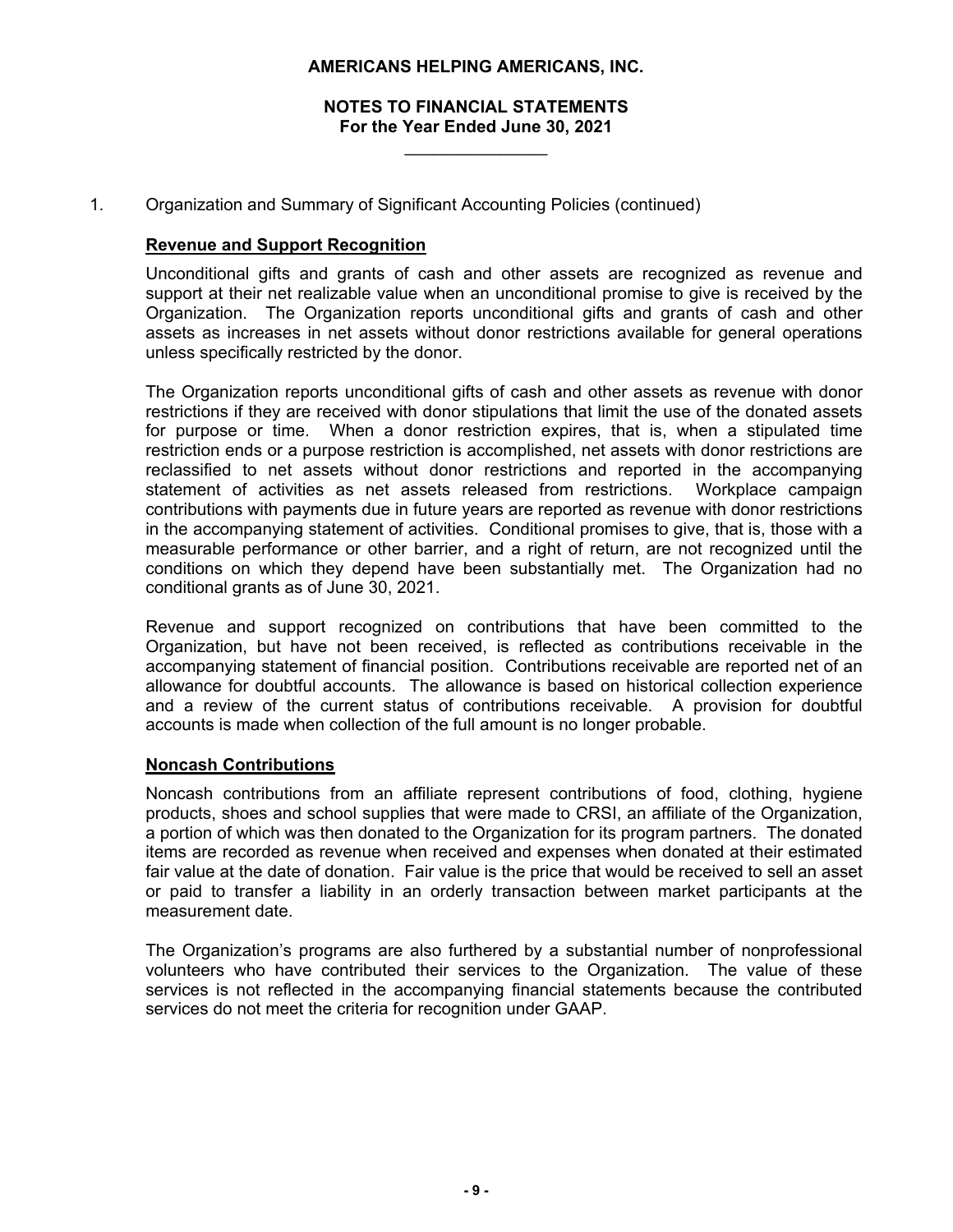1. Organization and Summary of Significant Accounting Policies (continued)

**Revenue and Support Recognition**

Unconditional gifts and grants of cash and other assets are recognized as revenue and support at their net realizable value when an unconditional promise to give is received by the Organization. The Organization reports unconditional gifts and grants of cash and other assets as increases in net assets without donor restrictions available for general operations unless specifically restricted by the donor.

The Organization reports unconditional gifts of cash and other assets as revenue with donor restrictions if they are received with donor stipulations that limit the use of the donated assets for purpose or time. When a donor restriction expires, that is, when a stipulated time restriction ends or a purpose restriction is accomplished, net assets with donor restrictions are reclassified to net assets without donor restrictions and reported in the accompanying statement of activities as net assets released from restrictions. Workplace campaign contributions with payments due in future years are reported as revenue with donor restrictions in the accompanying statement of activities. Conditional promises to give, that is, those with a measurable performance or other barrier, and a right of return, are not recognized until the conditions on which they depend have been substantially met. The Organization had no conditional grants as of June 30, 2021.

Revenue and support recognized on contributions that have been committed to the Organization, but have not been received, is reflected as contributions receivable in the accompanying statement of financial position. Contributions receivable are reported net of an allowance for doubtful accounts. The allowance is based on historical collection experience and a review of the current status of contributions receivable. A provision for doubtful accounts is made when collection of the full amount is no longer probable.

**Noncash Contributions**

Noncash contributions from an affiliate represent contributions of food, clothing, hygiene products, shoes and school supplies that were made to CRSI, an affiliate of the Organization, a portion of which was then donated to the Organization for its program partners. The donated items are recorded as revenue when received and expenses when donated at their estimated fair value at the date of donation. Fair value is the price that would be received to sell an asset or paid to transfer a liability in an orderly transaction between market participants at the measurement date.

The Organization's programs are also furthered by a substantial number of nonprofessional volunteers who have contributed their services to the Organization. The value of these services is not reflected in the accompanying financial statements because the contributed services do not meet the criteria for recognition under GAAP.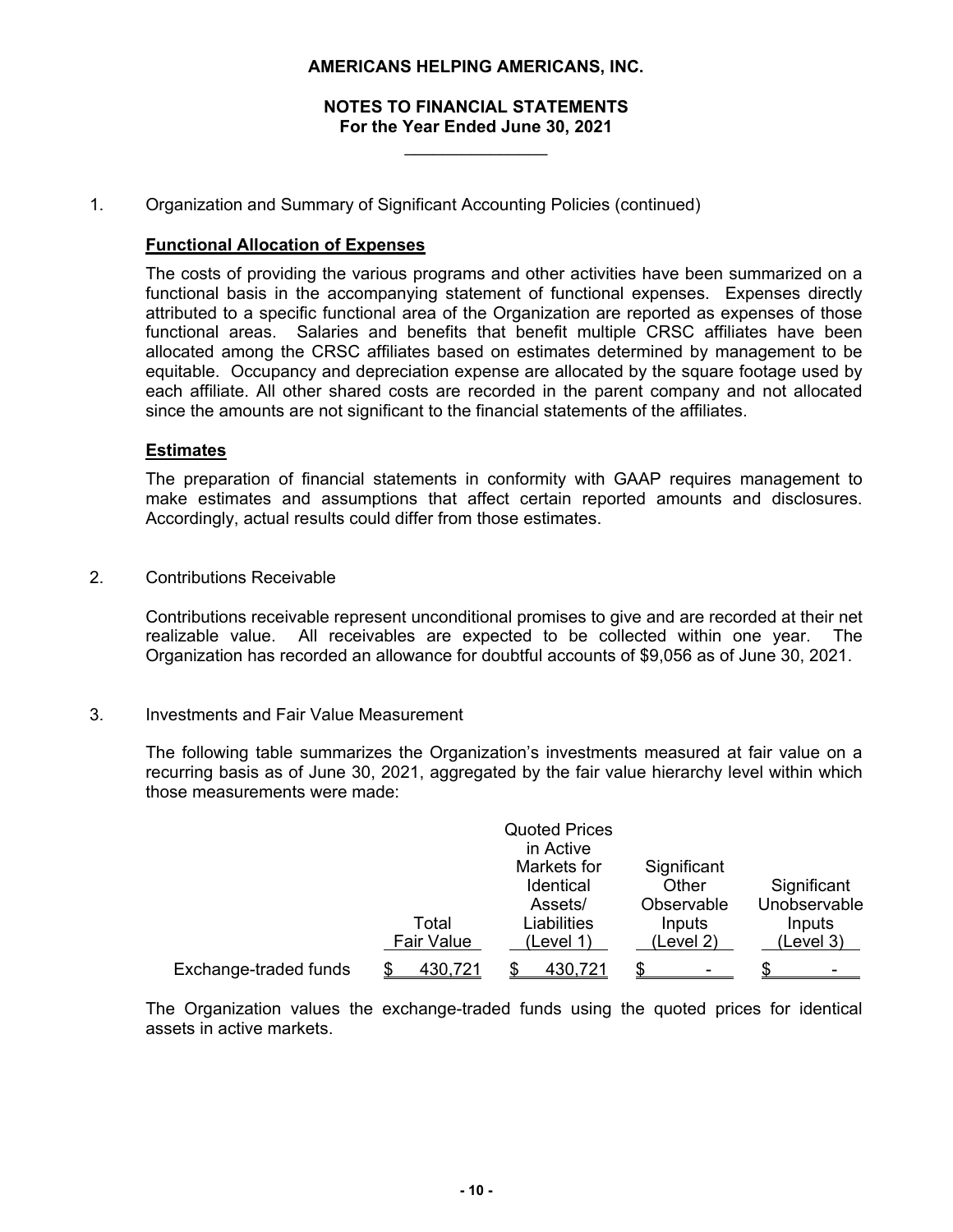# AMERICANS HELPING AMERICANS, INC.

## NOTES TO FINANCIAL STATEMENTS
### For the Year Ended June 30, 2021

1. Organization and Summary of Significant Accounting Policies (continued)

**Functional Allocation of Expenses**

The costs of providing the various programs and other activities have been summarized on a functional basis in the accompanying statement of functional expenses. Expenses directly attributed to a specific functional area of the Organization are reported as expenses of those functional areas. Salaries and benefits that benefit multiple CRSC affiliates have been allocated among the CRSC affiliates based on estimates determined by management to be equitable. Occupancy and depreciation expense are allocated by the square footage used by each affiliate. All other shared costs are recorded in the parent company and not allocated since the amounts are not significant to the financial statements of the affiliates.

**Estimates**

The preparation of financial statements in conformity with GAAP requires management to make estimates and assumptions that affect certain reported amounts and disclosures. Accordingly, actual results could differ from those estimates.

2. Contributions Receivable

Contributions receivable represent unconditional promises to give and are recorded at their net realizable value. All receivables are expected to be collected within one year. The Organization has recorded an allowance for doubtful accounts of $9,056 as of June 30, 2021.

3. Investments and Fair Value Measurement

The following table summarizes the Organization's investments measured at fair value on a recurring basis as of June 30, 2021, aggregated by the fair value hierarchy level within which those measurements were made:

| | Total Fair Value | Quoted Prices in Active Markets for Identical Assets/ Liabilities (Level 1) | Significant Other Observable Inputs (Level 2) | Significant Unobservable Inputs (Level 3) |
|---|---|---|---|---|
| Exchange-traded funds | $ 430,721 | $ 430,721 | $ - | $ - |

The Organization values the exchange-traded funds using the quoted prices for identical assets in active markets.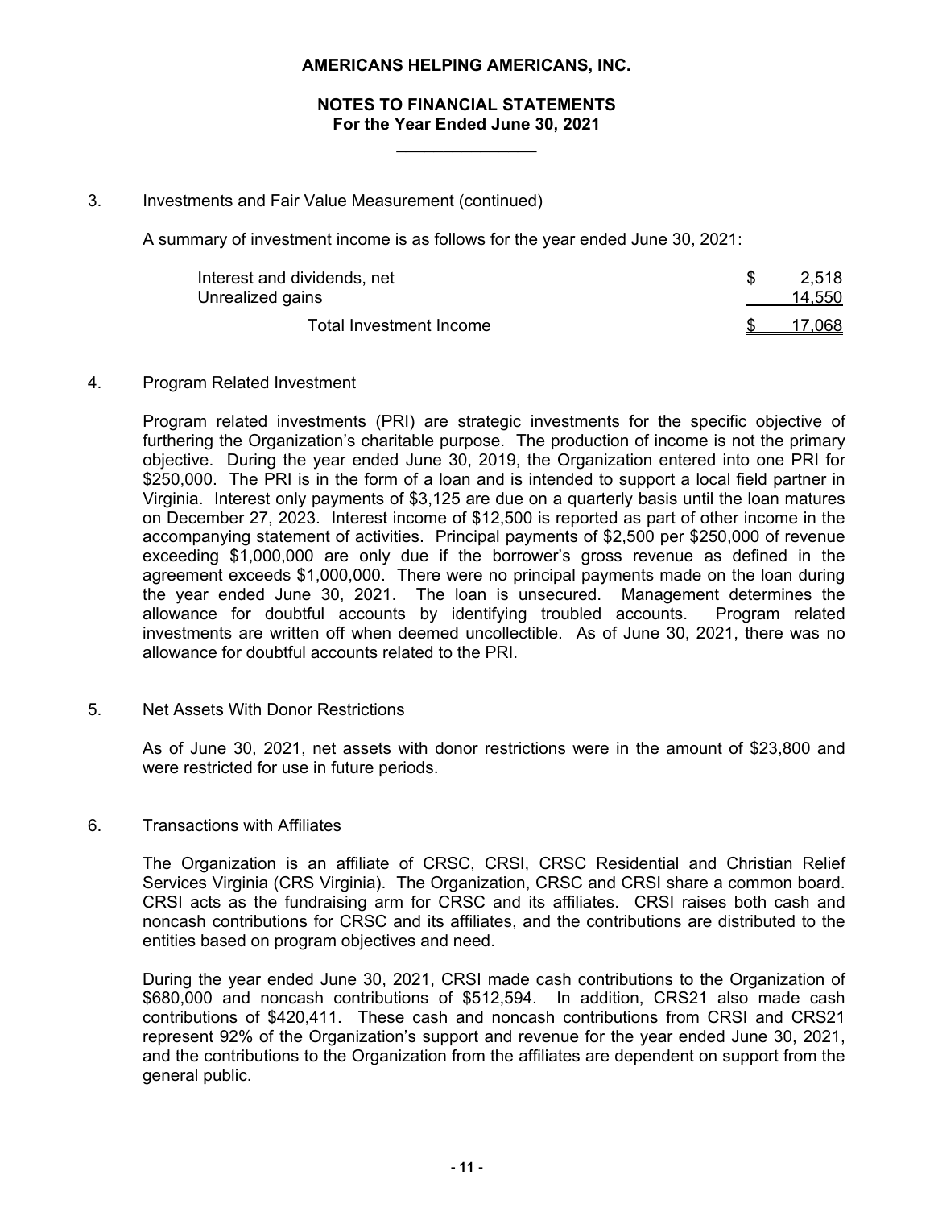**AMERICANS HELPING AMERICANS, INC.**

**NOTES TO FINANCIAL STATEMENTS**
**For the Year Ended June 30, 2021**

3. Investments and Fair Value Measurement (continued)

A summary of investment income is as follows for the year ended June 30, 2021:

| | |
|---|---|
| Interest and dividends, net | $ 2,518 |
| Unrealized gains | 14,550 |
| Total Investment Income | $ 17,068 |

4. Program Related Investment

Program related investments (PRI) are strategic investments for the specific objective of furthering the Organization's charitable purpose. The production of income is not the primary objective. During the year ended June 30, 2019, the Organization entered into one PRI for $250,000. The PRI is in the form of a loan and is intended to support a local field partner in Virginia. Interest only payments of $3,125 are due on a quarterly basis until the loan matures on December 27, 2023. Interest income of $12,500 is reported as part of other income in the accompanying statement of activities. Principal payments of $2,500 per $250,000 of revenue exceeding $1,000,000 are only due if the borrower's gross revenue as defined in the agreement exceeds $1,000,000. There were no principal payments made on the loan during the year ended June 30, 2021. The loan is unsecured. Management determines the allowance for doubtful accounts by identifying troubled accounts. Program related investments are written off when deemed uncollectible. As of June 30, 2021, there was no allowance for doubtful accounts related to the PRI.

5. Net Assets With Donor Restrictions

As of June 30, 2021, net assets with donor restrictions were in the amount of $23,800 and were restricted for use in future periods.

6. Transactions with Affiliates

The Organization is an affiliate of CRSC, CRSI, CRSC Residential and Christian Relief Services Virginia (CRS Virginia). The Organization, CRSC and CRSI share a common board. CRSI acts as the fundraising arm for CRSC and its affiliates. CRSI raises both cash and noncash contributions for CRSC and its affiliates, and the contributions are distributed to the entities based on program objectives and need.

During the year ended June 30, 2021, CRSI made cash contributions to the Organization of $680,000 and noncash contributions of $512,594. In addition, CRS21 also made cash contributions of $420,411. These cash and noncash contributions from CRSI and CRS21 represent 92% of the Organization's support and revenue for the year ended June 30, 2021, and the contributions to the Organization from the affiliates are dependent on support from the general public.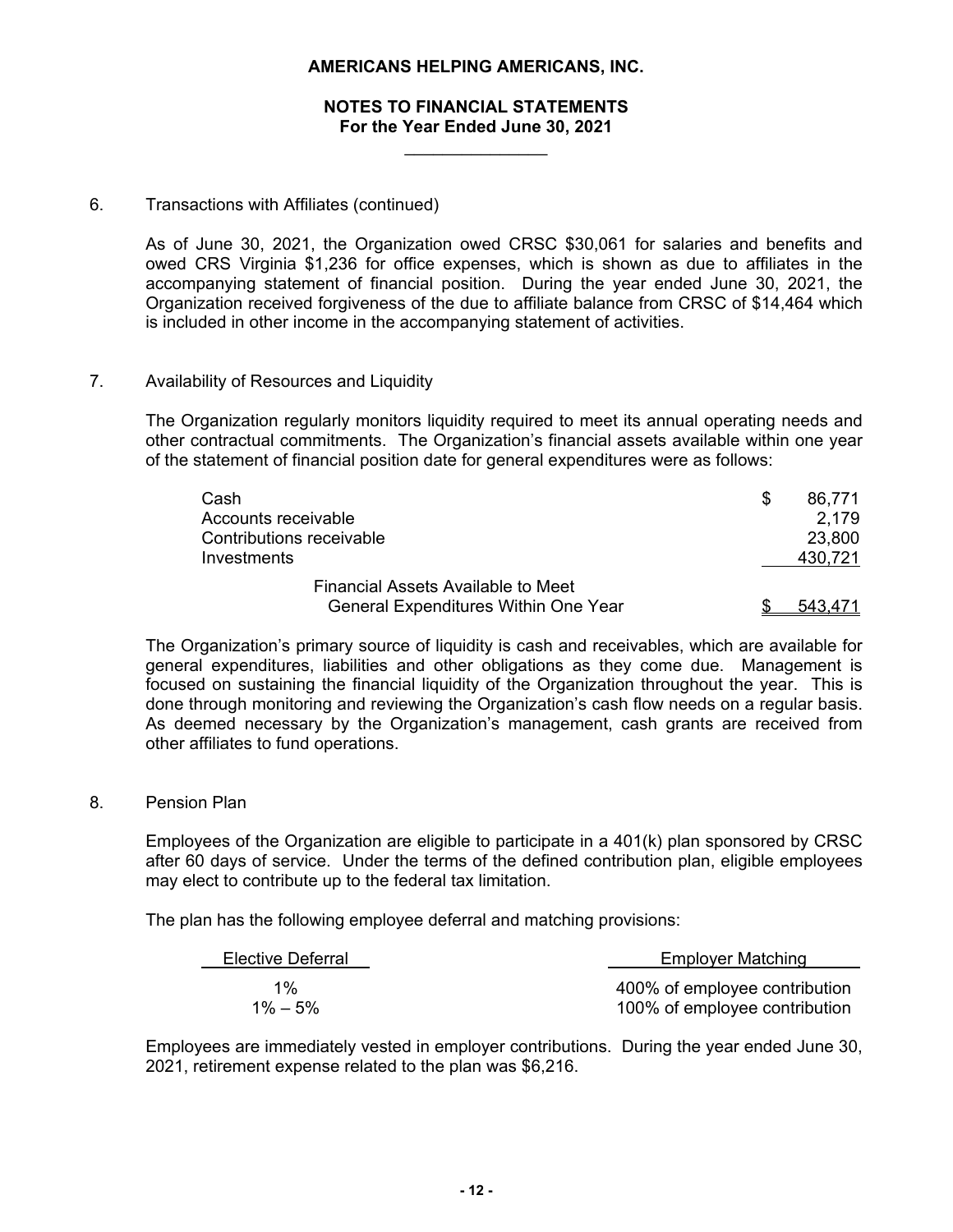**AMERICANS HELPING AMERICANS, INC.**

**NOTES TO FINANCIAL STATEMENTS**
**For the Year Ended June 30, 2021**

6. Transactions with Affiliates (continued)

As of June 30, 2021, the Organization owed CRSC $30,061 for salaries and benefits and owed CRS Virginia $1,236 for office expenses, which is shown as due to affiliates in the accompanying statement of financial position. During the year ended June 30, 2021, the Organization received forgiveness of the due to affiliate balance from CRSC of $14,464 which is included in other income in the accompanying statement of activities.

7. Availability of Resources and Liquidity

The Organization regularly monitors liquidity required to meet its annual operating needs and other contractual commitments. The Organization's financial assets available within one year of the statement of financial position date for general expenditures were as follows:

| | |
|---|---|
| Cash | $ 86,771 |
| Accounts receivable | 2,179 |
| Contributions receivable | 23,800 |
| Investments | 430,721 |
| Financial Assets Available to Meet General Expenditures Within One Year | $ 543,471 |

The Organization's primary source of liquidity is cash and receivables, which are available for general expenditures, liabilities and other obligations as they come due. Management is focused on sustaining the financial liquidity of the Organization throughout the year. This is done through monitoring and reviewing the Organization's cash flow needs on a regular basis. As deemed necessary by the Organization's management, cash grants are received from other affiliates to fund operations.

8. Pension Plan

Employees of the Organization are eligible to participate in a 401(k) plan sponsored by CRSC after 60 days of service. Under the terms of the defined contribution plan, eligible employees may elect to contribute up to the federal tax limitation.

The plan has the following employee deferral and matching provisions:

| Elective Deferral | Employer Matching |
|---|---|
| 1% | 400% of employee contribution |
| 1% – 5% | 100% of employee contribution |

Employees are immediately vested in employer contributions. During the year ended June 30, 2021, retirement expense related to the plan was $6,216.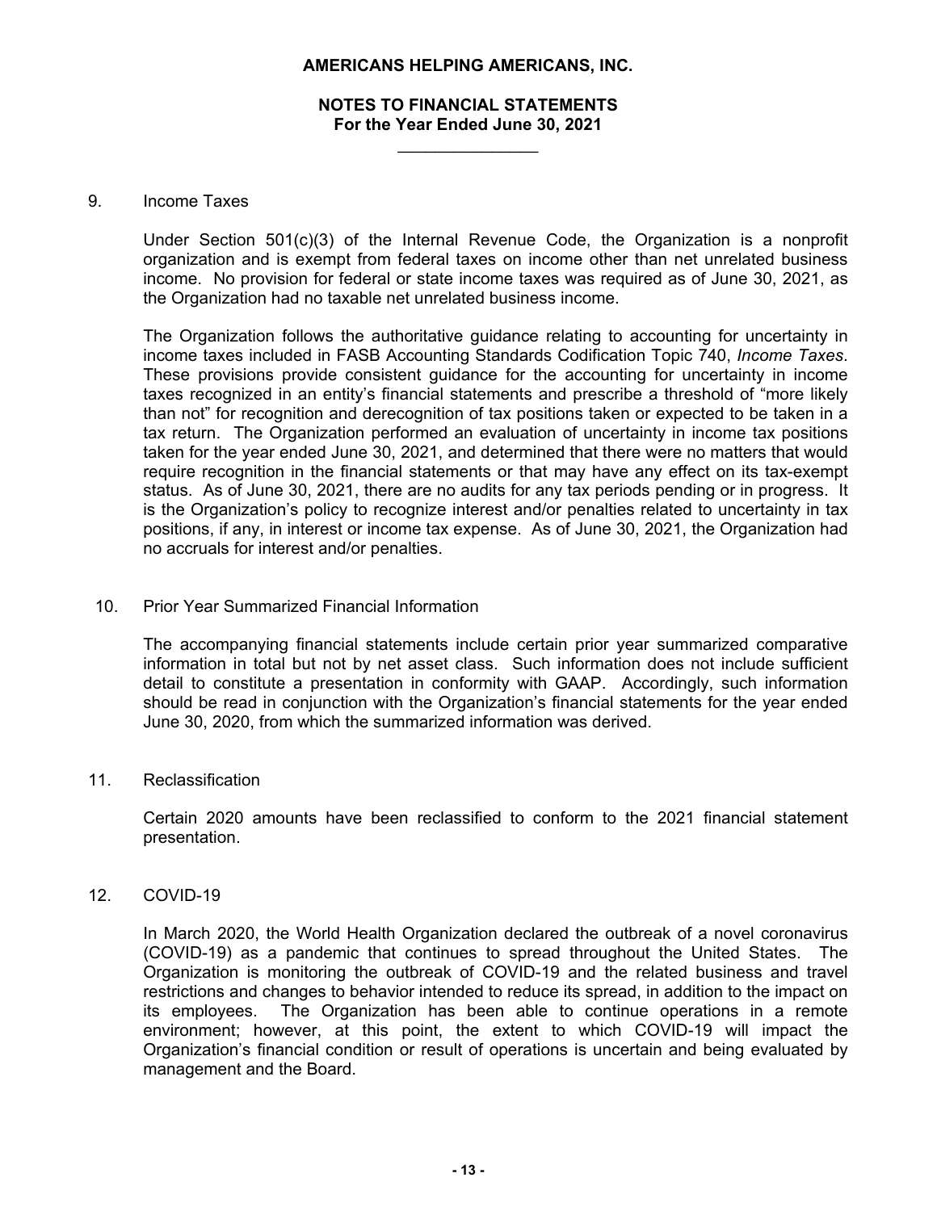## 9. Income Taxes

Under Section 501(c)(3) of the Internal Revenue Code, the Organization is a nonprofit organization and is exempt from federal taxes on income other than net unrelated business income. No provision for federal or state income taxes was required as of June 30, 2021, as the Organization had no taxable net unrelated business income.

The Organization follows the authoritative guidance relating to accounting for uncertainty in income taxes included in FASB Accounting Standards Codification Topic 740, *Income Taxes*. These provisions provide consistent guidance for the accounting for uncertainty in income taxes recognized in an entity's financial statements and prescribe a threshold of "more likely than not" for recognition and derecognition of tax positions taken or expected to be taken in a tax return. The Organization performed an evaluation of uncertainty in income tax positions taken for the year ended June 30, 2021, and determined that there were no matters that would require recognition in the financial statements or that may have any effect on its tax-exempt status. As of June 30, 2021, there are no audits for any tax periods pending or in progress. It is the Organization's policy to recognize interest and/or penalties related to uncertainty in tax positions, if any, in interest or income tax expense. As of June 30, 2021, the Organization had no accruals for interest and/or penalties.

## 10. Prior Year Summarized Financial Information

The accompanying financial statements include certain prior year summarized comparative information in total but not by net asset class. Such information does not include sufficient detail to constitute a presentation in conformity with GAAP. Accordingly, such information should be read in conjunction with the Organization's financial statements for the year ended June 30, 2020, from which the summarized information was derived.

## 11. Reclassification

Certain 2020 amounts have been reclassified to conform to the 2021 financial statement presentation.

## 12. COVID-19

In March 2020, the World Health Organization declared the outbreak of a novel coronavirus (COVID-19) as a pandemic that continues to spread throughout the United States. The Organization is monitoring the outbreak of COVID-19 and the related business and travel restrictions and changes to behavior intended to reduce its spread, in addition to the impact on its employees. The Organization has been able to continue operations in a remote environment; however, at this point, the extent to which COVID-19 will impact the Organization's financial condition or result of operations is uncertain and being evaluated by management and the Board.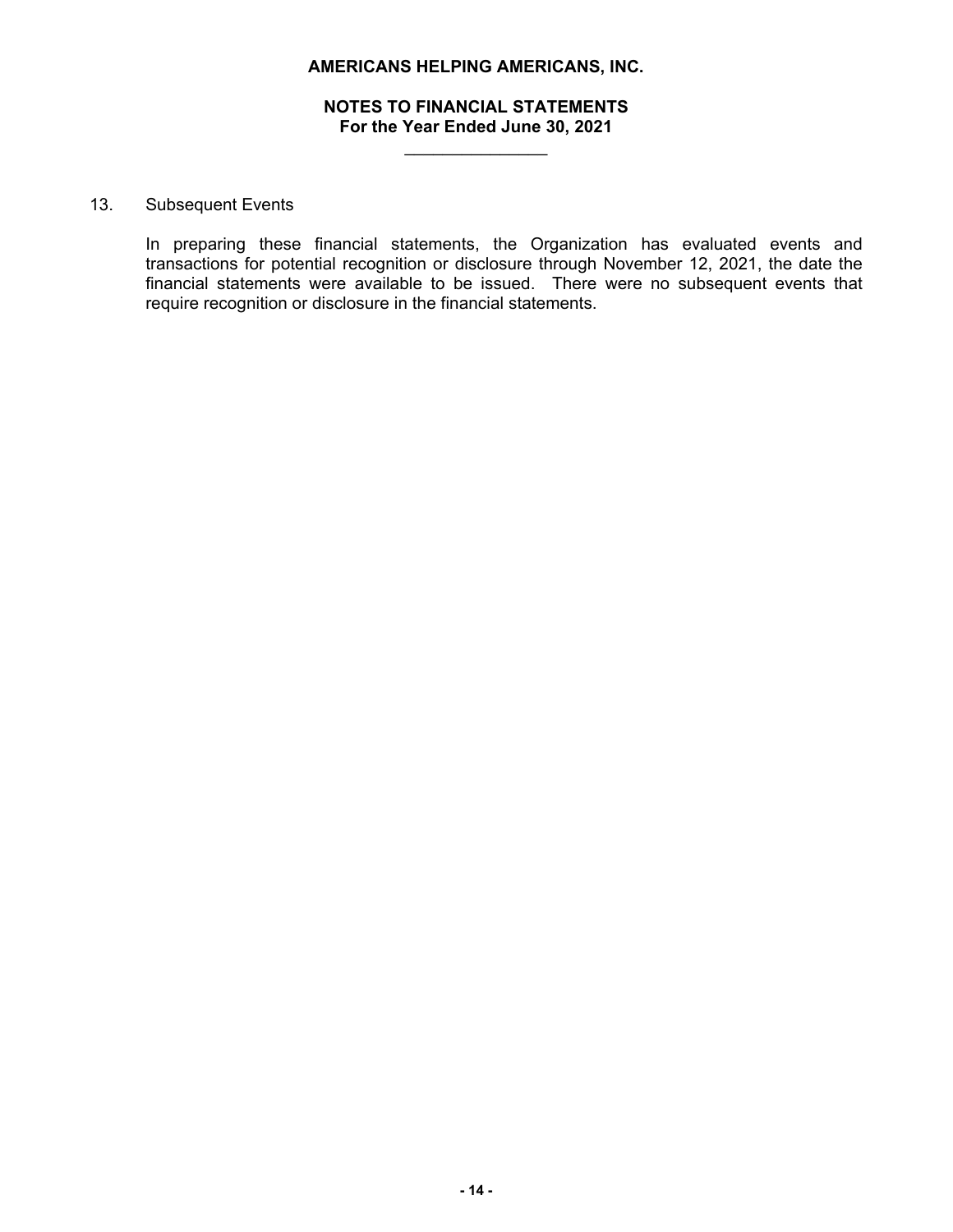## 13. Subsequent Events

In preparing these financial statements, the Organization has evaluated events and transactions for potential recognition or disclosure through November 12, 2021, the date the financial statements were available to be issued. There were no subsequent events that require recognition or disclosure in the financial statements.